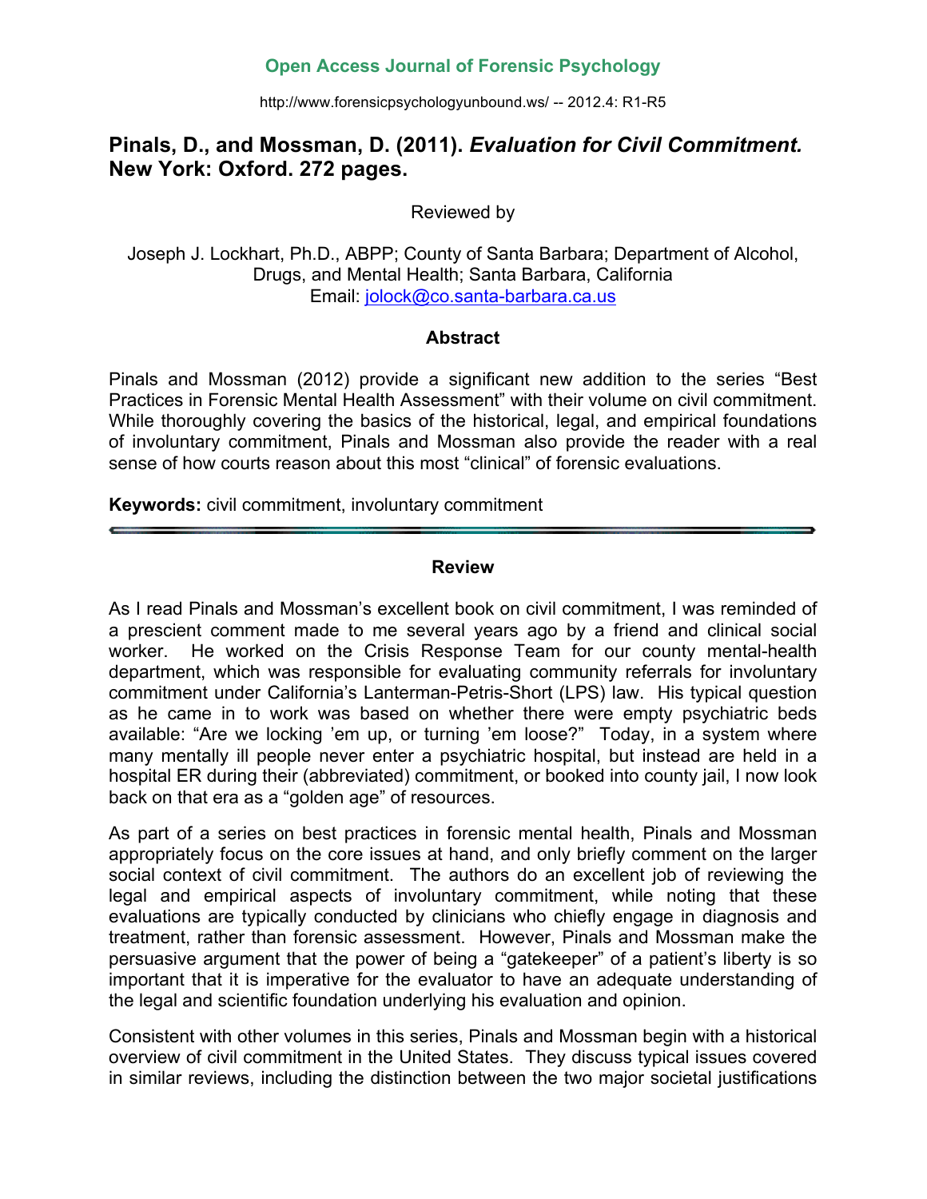# Pinals, D., and Mossman, D. (2011). *Evaluation for Civil Commitment.* New York: Oxford. 272 pages.

Reviewed by

Joseph J. Lockhart, Ph.D., ABPP; County of Santa Barbara; Department of Alcohol, Drugs, and Mental Health; Santa Barbara, California
Email: jolock@co.santa-barbara.ca.us

## Abstract

Pinals and Mossman (2012) provide a significant new addition to the series "Best Practices in Forensic Mental Health Assessment" with their volume on civil commitment. While thoroughly covering the basics of the historical, legal, and empirical foundations of involuntary commitment, Pinals and Mossman also provide the reader with a real sense of how courts reason about this most "clinical" of forensic evaluations.

**Keywords:** civil commitment, involuntary commitment

## Review

As I read Pinals and Mossman's excellent book on civil commitment, I was reminded of a prescient comment made to me several years ago by a friend and clinical social worker. He worked on the Crisis Response Team for our county mental-health department, which was responsible for evaluating community referrals for involuntary commitment under California's Lanterman-Petris-Short (LPS) law. His typical question as he came in to work was based on whether there were empty psychiatric beds available: "Are we locking 'em up, or turning 'em loose?" Today, in a system where many mentally ill people never enter a psychiatric hospital, but instead are held in a hospital ER during their (abbreviated) commitment, or booked into county jail, I now look back on that era as a "golden age" of resources.

As part of a series on best practices in forensic mental health, Pinals and Mossman appropriately focus on the core issues at hand, and only briefly comment on the larger social context of civil commitment. The authors do an excellent job of reviewing the legal and empirical aspects of involuntary commitment, while noting that these evaluations are typically conducted by clinicians who chiefly engage in diagnosis and treatment, rather than forensic assessment. However, Pinals and Mossman make the persuasive argument that the power of being a "gatekeeper" of a patient's liberty is so important that it is imperative for the evaluator to have an adequate understanding of the legal and scientific foundation underlying his evaluation and opinion.

Consistent with other volumes in this series, Pinals and Mossman begin with a historical overview of civil commitment in the United States. They discuss typical issues covered in similar reviews, including the distinction between the two major societal justifications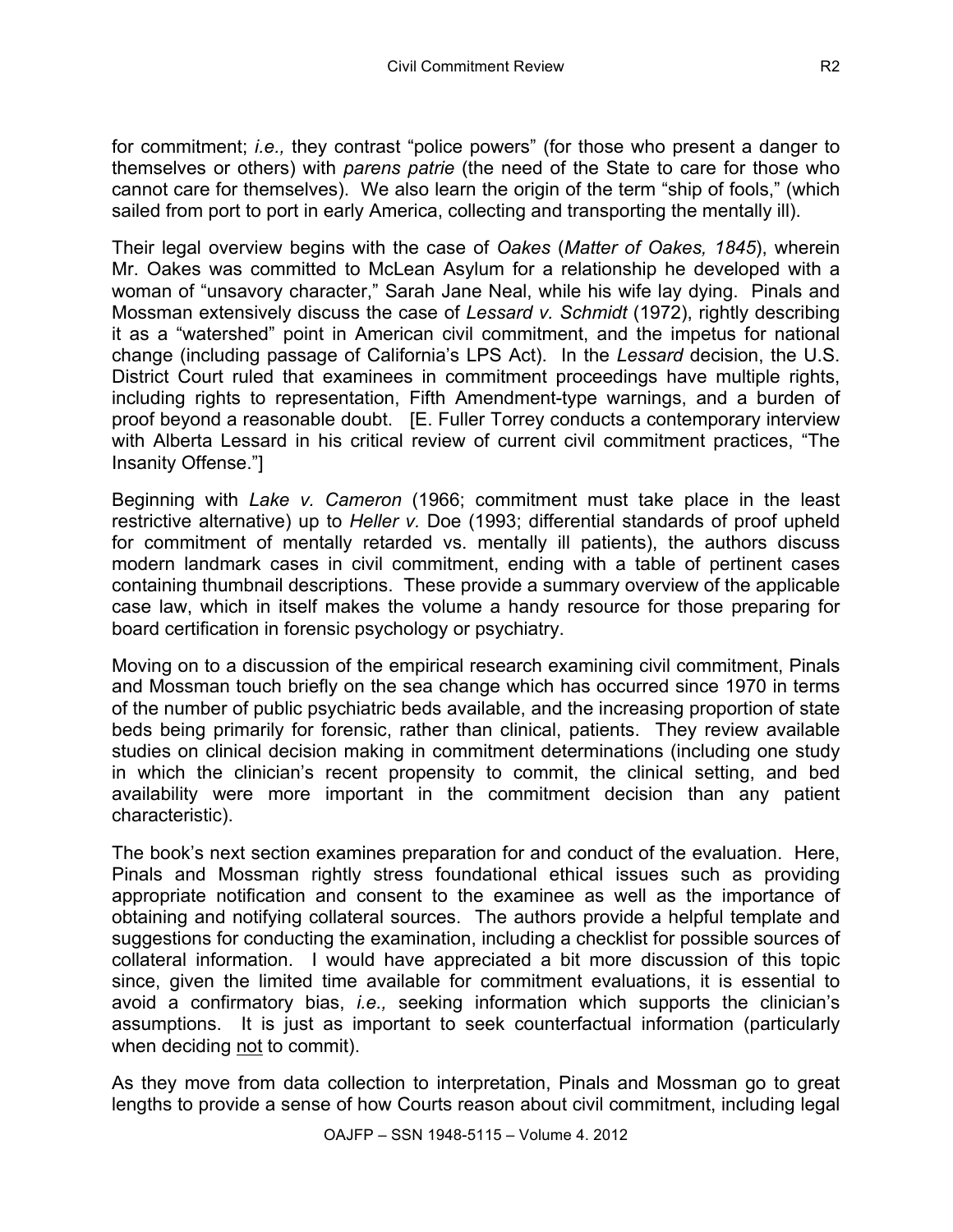for commitment; *i.e.,* they contrast "police powers" (for those who present a danger to themselves or others) with *parens patrie* (the need of the State to care for those who cannot care for themselves). We also learn the origin of the term "ship of fools," (which sailed from port to port in early America, collecting and transporting the mentally ill).

Their legal overview begins with the case of *Oakes* (*Matter of Oakes, 1845*), wherein Mr. Oakes was committed to McLean Asylum for a relationship he developed with a woman of "unsavory character," Sarah Jane Neal, while his wife lay dying. Pinals and Mossman extensively discuss the case of *Lessard v. Schmidt* (1972), rightly describing it as a "watershed" point in American civil commitment, and the impetus for national change (including passage of California's LPS Act). In the *Lessard* decision, the U.S. District Court ruled that examinees in commitment proceedings have multiple rights, including rights to representation, Fifth Amendment-type warnings, and a burden of proof beyond a reasonable doubt. [E. Fuller Torrey conducts a contemporary interview with Alberta Lessard in his critical review of current civil commitment practices, "The Insanity Offense."]

Beginning with *Lake v. Cameron* (1966; commitment must take place in the least restrictive alternative) up to *Heller v.* Doe (1993; differential standards of proof upheld for commitment of mentally retarded vs. mentally ill patients), the authors discuss modern landmark cases in civil commitment, ending with a table of pertinent cases containing thumbnail descriptions. These provide a summary overview of the applicable case law, which in itself makes the volume a handy resource for those preparing for board certification in forensic psychology or psychiatry.

Moving on to a discussion of the empirical research examining civil commitment, Pinals and Mossman touch briefly on the sea change which has occurred since 1970 in terms of the number of public psychiatric beds available, and the increasing proportion of state beds being primarily for forensic, rather than clinical, patients. They review available studies on clinical decision making in commitment determinations (including one study in which the clinician's recent propensity to commit, the clinical setting, and bed availability were more important in the commitment decision than any patient characteristic).

The book's next section examines preparation for and conduct of the evaluation. Here, Pinals and Mossman rightly stress foundational ethical issues such as providing appropriate notification and consent to the examinee as well as the importance of obtaining and notifying collateral sources. The authors provide a helpful template and suggestions for conducting the examination, including a checklist for possible sources of collateral information. I would have appreciated a bit more discussion of this topic since, given the limited time available for commitment evaluations, it is essential to avoid a confirmatory bias, *i.e.,* seeking information which supports the clinician's assumptions. It is just as important to seek counterfactual information (particularly when deciding <u>not</u> to commit).

As they move from data collection to interpretation, Pinals and Mossman go to great lengths to provide a sense of how Courts reason about civil commitment, including legal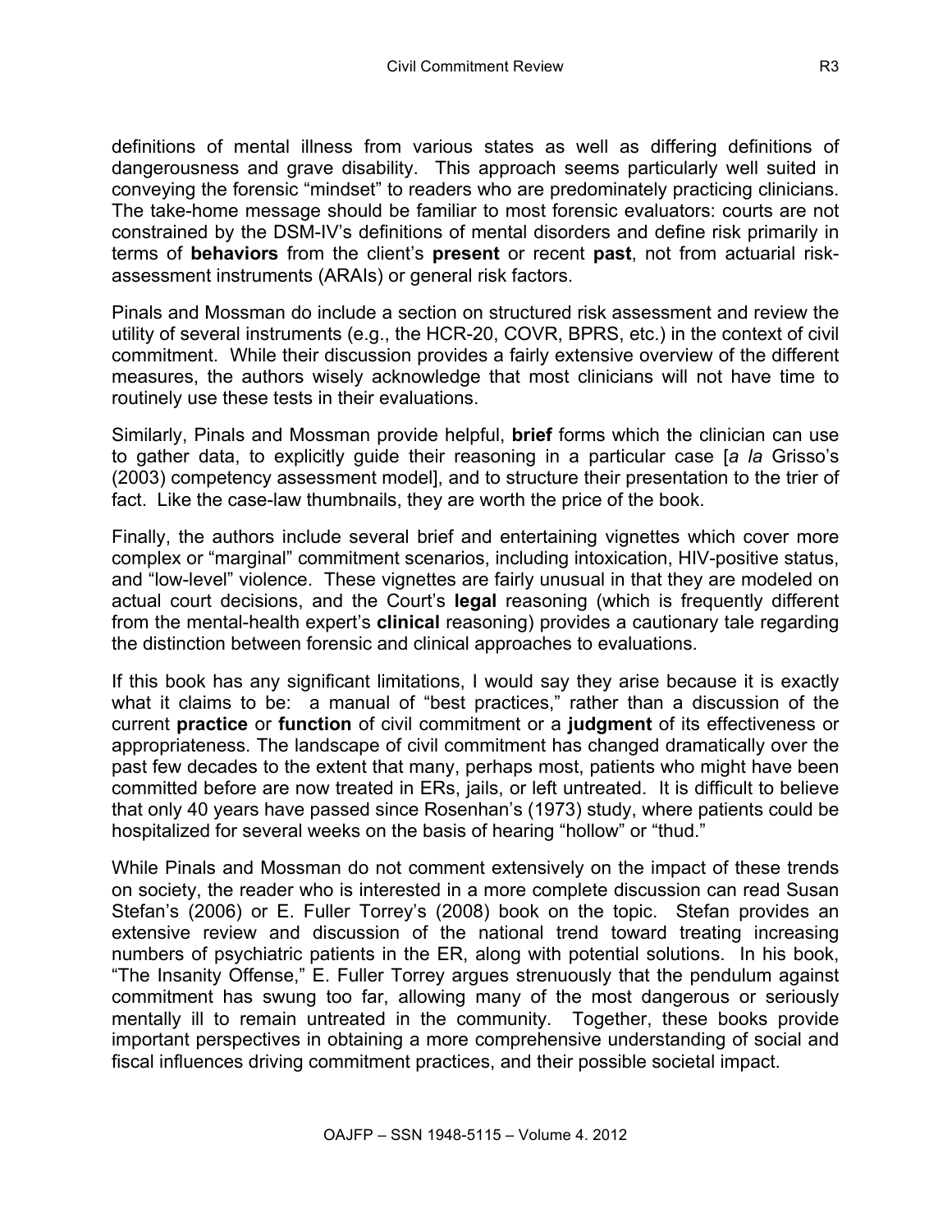definitions of mental illness from various states as well as differing definitions of dangerousness and grave disability. This approach seems particularly well suited in conveying the forensic "mindset" to readers who are predominately practicing clinicians. The take-home message should be familiar to most forensic evaluators: courts are not constrained by the DSM-IV's definitions of mental disorders and define risk primarily in terms of **behaviors** from the client's **present** or recent **past**, not from actuarial risk-assessment instruments (ARAIs) or general risk factors.

Pinals and Mossman do include a section on structured risk assessment and review the utility of several instruments (e.g., the HCR-20, COVR, BPRS, etc.) in the context of civil commitment. While their discussion provides a fairly extensive overview of the different measures, the authors wisely acknowledge that most clinicians will not have time to routinely use these tests in their evaluations.

Similarly, Pinals and Mossman provide helpful, **brief** forms which the clinician can use to gather data, to explicitly guide their reasoning in a particular case [*a la* Grisso's (2003) competency assessment model], and to structure their presentation to the trier of fact. Like the case-law thumbnails, they are worth the price of the book.

Finally, the authors include several brief and entertaining vignettes which cover more complex or "marginal" commitment scenarios, including intoxication, HIV-positive status, and "low-level" violence. These vignettes are fairly unusual in that they are modeled on actual court decisions, and the Court's **legal** reasoning (which is frequently different from the mental-health expert's **clinical** reasoning) provides a cautionary tale regarding the distinction between forensic and clinical approaches to evaluations.

If this book has any significant limitations, I would say they arise because it is exactly what it claims to be: a manual of "best practices," rather than a discussion of the current **practice** or **function** of civil commitment or a **judgment** of its effectiveness or appropriateness. The landscape of civil commitment has changed dramatically over the past few decades to the extent that many, perhaps most, patients who might have been committed before are now treated in ERs, jails, or left untreated. It is difficult to believe that only 40 years have passed since Rosenhan's (1973) study, where patients could be hospitalized for several weeks on the basis of hearing "hollow" or "thud."

While Pinals and Mossman do not comment extensively on the impact of these trends on society, the reader who is interested in a more complete discussion can read Susan Stefan's (2006) or E. Fuller Torrey's (2008) book on the topic. Stefan provides an extensive review and discussion of the national trend toward treating increasing numbers of psychiatric patients in the ER, along with potential solutions. In his book, "The Insanity Offense," E. Fuller Torrey argues strenuously that the pendulum against commitment has swung too far, allowing many of the most dangerous or seriously mentally ill to remain untreated in the community. Together, these books provide important perspectives in obtaining a more comprehensive understanding of social and fiscal influences driving commitment practices, and their possible societal impact.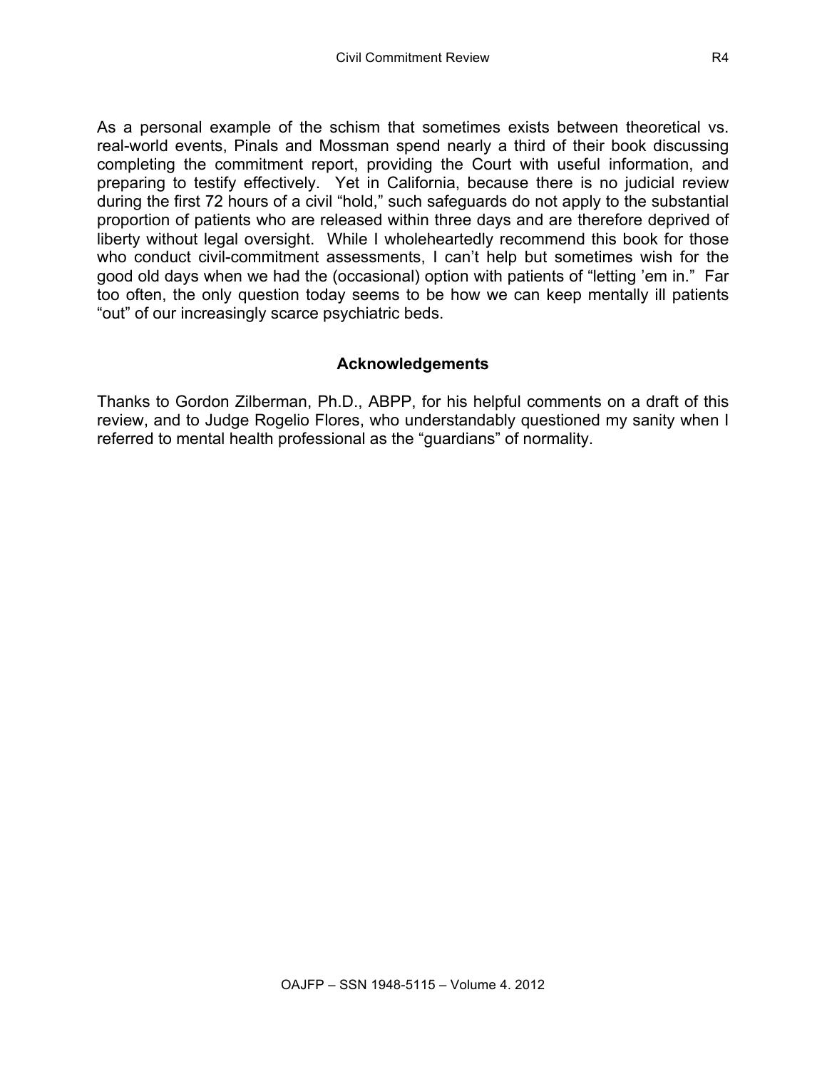As a personal example of the schism that sometimes exists between theoretical vs. real-world events, Pinals and Mossman spend nearly a third of their book discussing completing the commitment report, providing the Court with useful information, and preparing to testify effectively. Yet in California, because there is no judicial review during the first 72 hours of a civil "hold," such safeguards do not apply to the substantial proportion of patients who are released within three days and are therefore deprived of liberty without legal oversight. While I wholeheartedly recommend this book for those who conduct civil-commitment assessments, I can't help but sometimes wish for the good old days when we had the (occasional) option with patients of "letting 'em in." Far too often, the only question today seems to be how we can keep mentally ill patients "out" of our increasingly scarce psychiatric beds.

## Acknowledgements

Thanks to Gordon Zilberman, Ph.D., ABPP, for his helpful comments on a draft of this review, and to Judge Rogelio Flores, who understandably questioned my sanity when I referred to mental health professional as the "guardians" of normality.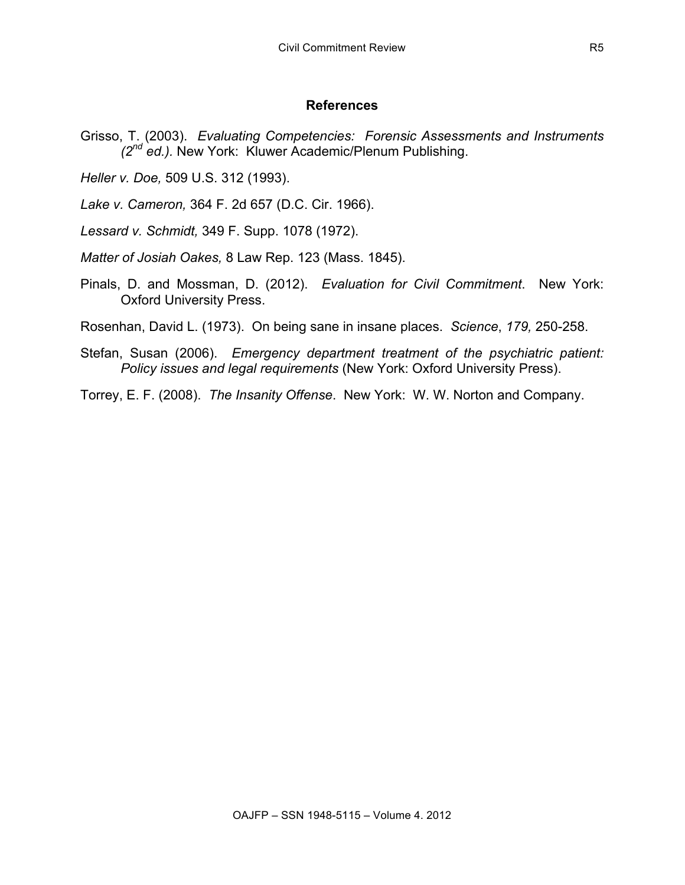## References

Grisso, T. (2003). *Evaluating Competencies: Forensic Assessments and Instruments (2nd ed.).* New York: Kluwer Academic/Plenum Publishing.

*Heller v. Doe,* 509 U.S. 312 (1993).

*Lake v. Cameron,* 364 F. 2d 657 (D.C. Cir. 1966).

*Lessard v. Schmidt,* 349 F. Supp. 1078 (1972).

*Matter of Josiah Oakes,* 8 Law Rep. 123 (Mass. 1845).

Pinals, D. and Mossman, D. (2012). *Evaluation for Civil Commitment*. New York: Oxford University Press.

Rosenhan, David L. (1973). On being sane in insane places. *Science*, *179,* 250-258.

Stefan, Susan (2006). *Emergency department treatment of the psychiatric patient: Policy issues and legal requirements* (New York: Oxford University Press).

Torrey, E. F. (2008). *The Insanity Offense*. New York: W. W. Norton and Company.